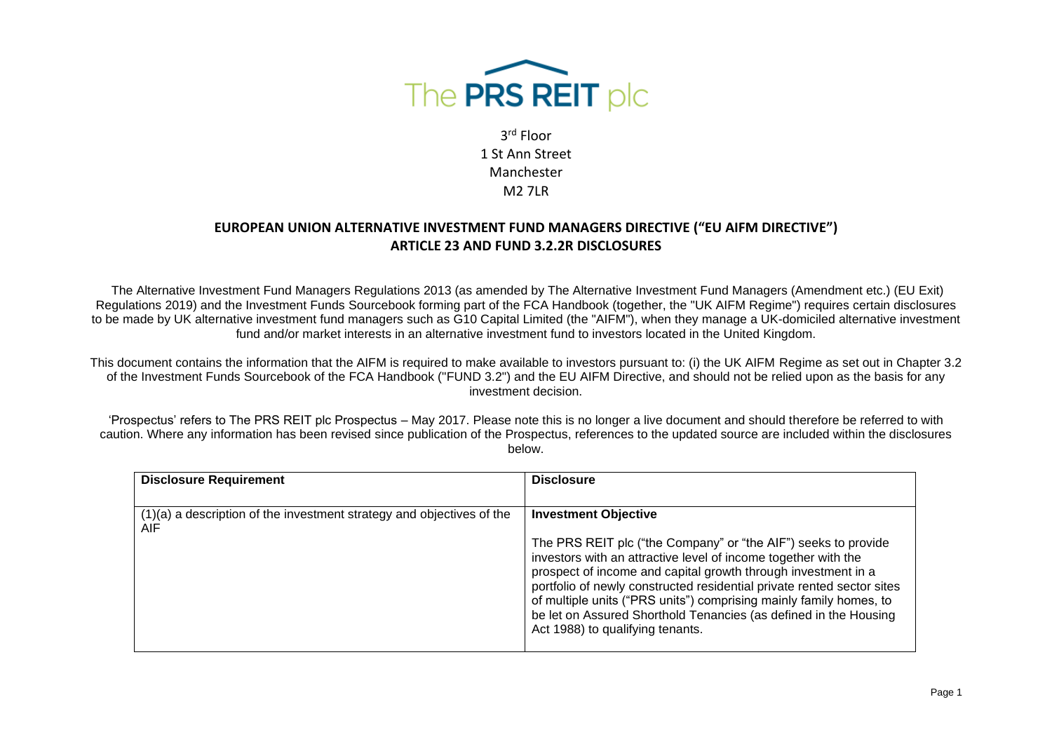The PRS REIT plc

3rd Floor
1 St Ann Street
Manchester
M2 7LR

## EUROPEAN UNION ALTERNATIVE INVESTMENT FUND MANAGERS DIRECTIVE ("EU AIFM DIRECTIVE") ARTICLE 23 AND FUND 3.2.2R DISCLOSURES

The Alternative Investment Fund Managers Regulations 2013 (as amended by The Alternative Investment Fund Managers (Amendment etc.) (EU Exit) Regulations 2019) and the Investment Funds Sourcebook forming part of the FCA Handbook (together, the "UK AIFM Regime") requires certain disclosures to be made by UK alternative investment fund managers such as G10 Capital Limited (the "AIFM"), when they manage a UK-domiciled alternative investment fund and/or market interests in an alternative investment fund to investors located in the United Kingdom.

This document contains the information that the AIFM is required to make available to investors pursuant to: (i) the UK AIFM Regime as set out in Chapter 3.2 of the Investment Funds Sourcebook of the FCA Handbook ("FUND 3.2") and the EU AIFM Directive, and should not be relied upon as the basis for any investment decision.

'Prospectus' refers to The PRS REIT plc Prospectus – May 2017. Please note this is no longer a live document and should therefore be referred to with caution. Where any information has been revised since publication of the Prospectus, references to the updated source are included within the disclosures below.

| Disclosure Requirement | Disclosure |
| --- | --- |
| (1)(a) a description of the investment strategy and objectives of the AIF | **Investment Objective**<br><br>The PRS REIT plc ("the Company" or "the AIF") seeks to provide investors with an attractive level of income together with the prospect of income and capital growth through investment in a portfolio of newly constructed residential private rented sector sites of multiple units ("PRS units") comprising mainly family homes, to be let on Assured Shorthold Tenancies (as defined in the Housing Act 1988) to qualifying tenants. |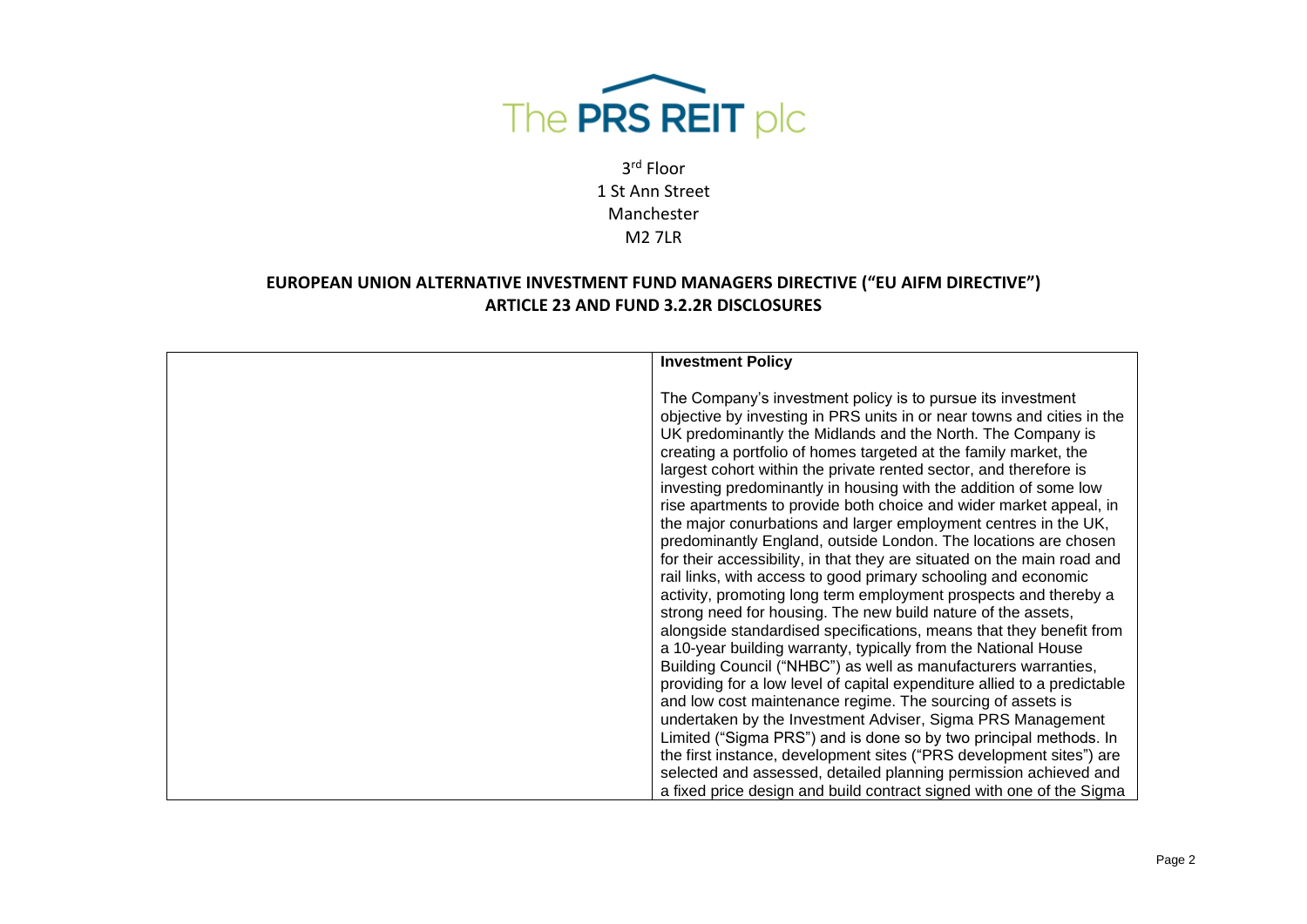The PRS REIT plc

3rd Floor
1 St Ann Street
Manchester
M2 7LR

## EUROPEAN UNION ALTERNATIVE INVESTMENT FUND MANAGERS DIRECTIVE ("EU AIFM DIRECTIVE") ARTICLE 23 AND FUND 3.2.2R DISCLOSURES

| | **Investment Policy**<br><br>The Company's investment policy is to pursue its investment objective by investing in PRS units in or near towns and cities in the UK predominantly the Midlands and the North. The Company is creating a portfolio of homes targeted at the family market, the largest cohort within the private rented sector, and therefore is investing predominantly in housing with the addition of some low rise apartments to provide both choice and wider market appeal, in the major conurbations and larger employment centres in the UK, predominantly England, outside London. The locations are chosen for their accessibility, in that they are situated on the main road and rail links, with access to good primary schooling and economic activity, promoting long term employment prospects and thereby a strong need for housing. The new build nature of the assets, alongside standardised specifications, means that they benefit from a 10-year building warranty, typically from the National House Building Council ("NHBC") as well as manufacturers warranties, providing for a low level of capital expenditure allied to a predictable and low cost maintenance regime. The sourcing of assets is undertaken by the Investment Adviser, Sigma PRS Management Limited ("Sigma PRS") and is done so by two principal methods. In the first instance, development sites ("PRS development sites") are selected and assessed, detailed planning permission achieved and a fixed price design and build contract signed with one of the Sigma |
|---|---|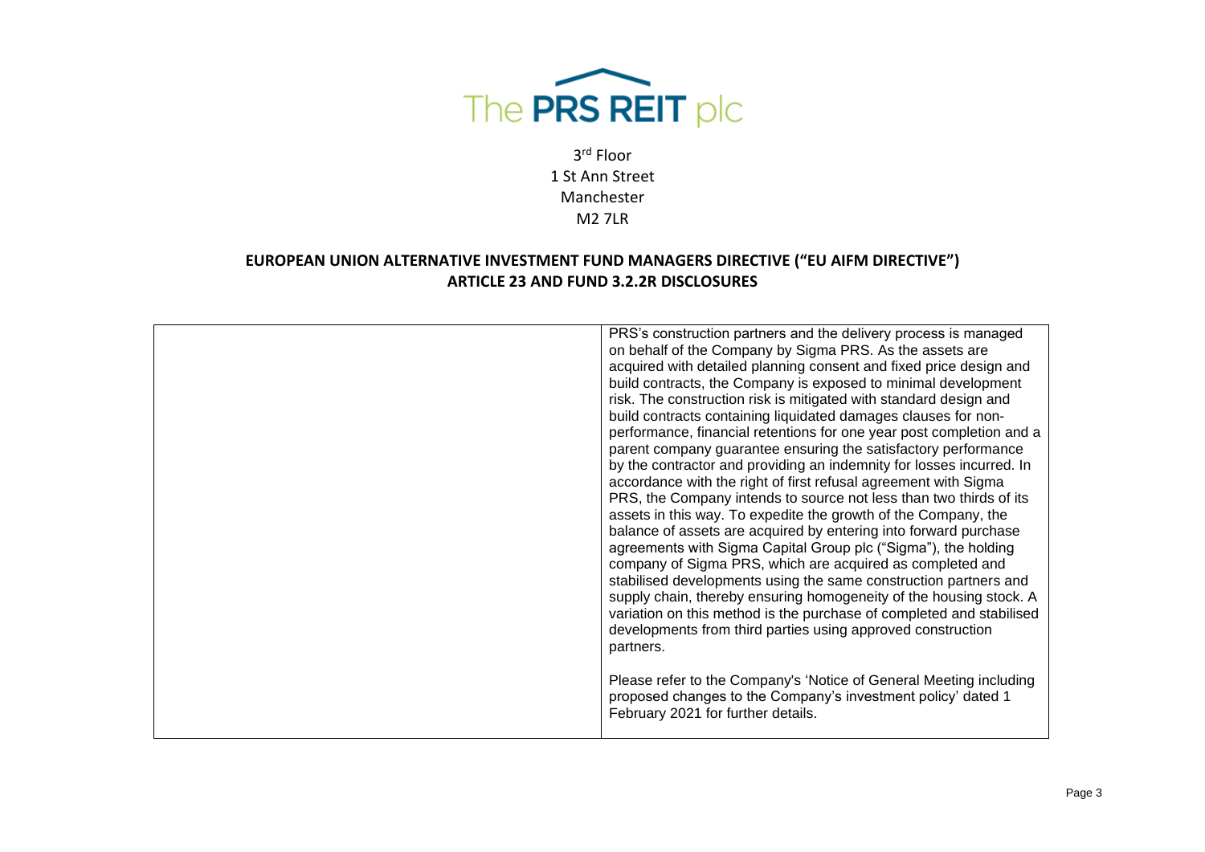The PRS REIT plc

3rd Floor
1 St Ann Street
Manchester
M2 7LR

## EUROPEAN UNION ALTERNATIVE INVESTMENT FUND MANAGERS DIRECTIVE ("EU AIFM DIRECTIVE") ARTICLE 23 AND FUND 3.2.2R DISCLOSURES

| | |
|---|---|
| | PRS's construction partners and the delivery process is managed on behalf of the Company by Sigma PRS. As the assets are acquired with detailed planning consent and fixed price design and build contracts, the Company is exposed to minimal development risk. The construction risk is mitigated with standard design and build contracts containing liquidated damages clauses for non-performance, financial retentions for one year post completion and a parent company guarantee ensuring the satisfactory performance by the contractor and providing an indemnity for losses incurred. In accordance with the right of first refusal agreement with Sigma PRS, the Company intends to source not less than two thirds of its assets in this way. To expedite the growth of the Company, the balance of assets are acquired by entering into forward purchase agreements with Sigma Capital Group plc ("Sigma"), the holding company of Sigma PRS, which are acquired as completed and stabilised developments using the same construction partners and supply chain, thereby ensuring homogeneity of the housing stock. A variation on this method is the purchase of completed and stabilised developments from third parties using approved construction partners.<br><br>Please refer to the Company's 'Notice of General Meeting including proposed changes to the Company's investment policy' dated 1 February 2021 for further details. |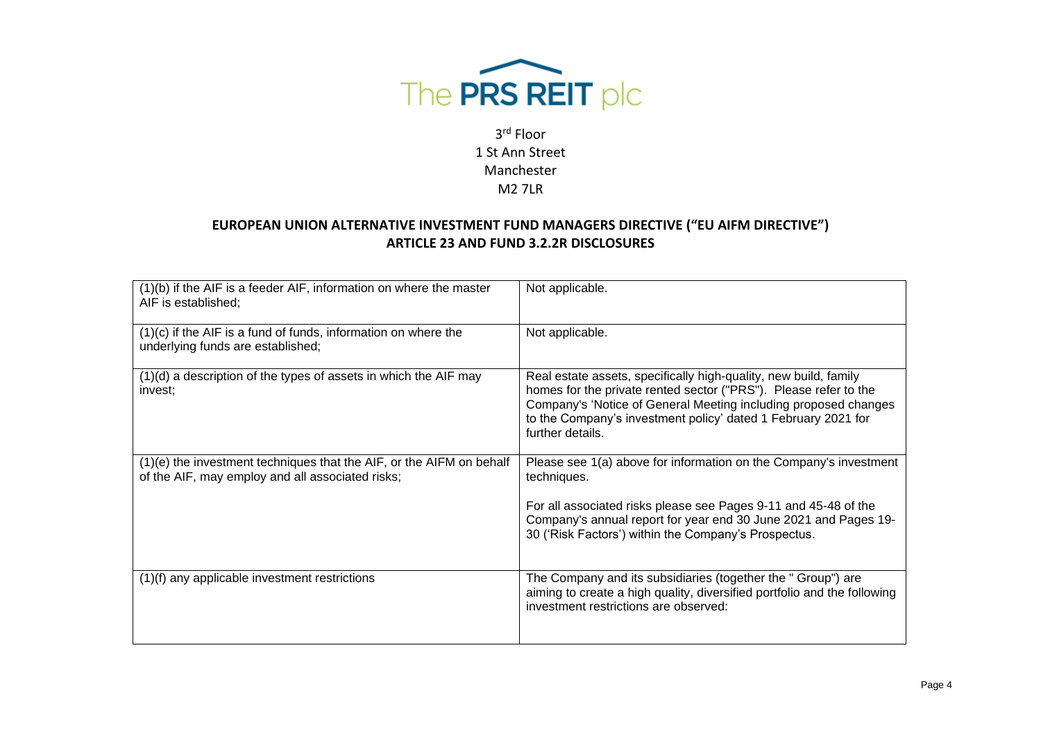The PRS REIT plc

3rd Floor
1 St Ann Street
Manchester
M2 7LR

## EUROPEAN UNION ALTERNATIVE INVESTMENT FUND MANAGERS DIRECTIVE ("EU AIFM DIRECTIVE") ARTICLE 23 AND FUND 3.2.2R DISCLOSURES

| | |
|---|---|
| (1)(b) if the AIF is a feeder AIF, information on where the master AIF is established; | Not applicable. |
| (1)(c) if the AIF is a fund of funds, information on where the underlying funds are established; | Not applicable. |
| (1)(d) a description of the types of assets in which the AIF may invest; | Real estate assets, specifically high-quality, new build, family homes for the private rented sector ("PRS"). Please refer to the Company's 'Notice of General Meeting including proposed changes to the Company's investment policy' dated 1 February 2021 for further details. |
| (1)(e) the investment techniques that the AIF, or the AIFM on behalf of the AIF, may employ and all associated risks; | Please see 1(a) above for information on the Company's investment techniques.<br><br>For all associated risks please see Pages 9-11 and 45-48 of the Company's annual report for year end 30 June 2021 and Pages 19-30 ('Risk Factors') within the Company's Prospectus. |
| (1)(f) any applicable investment restrictions | The Company and its subsidiaries (together the " Group") are aiming to create a high quality, diversified portfolio and the following investment restrictions are observed: |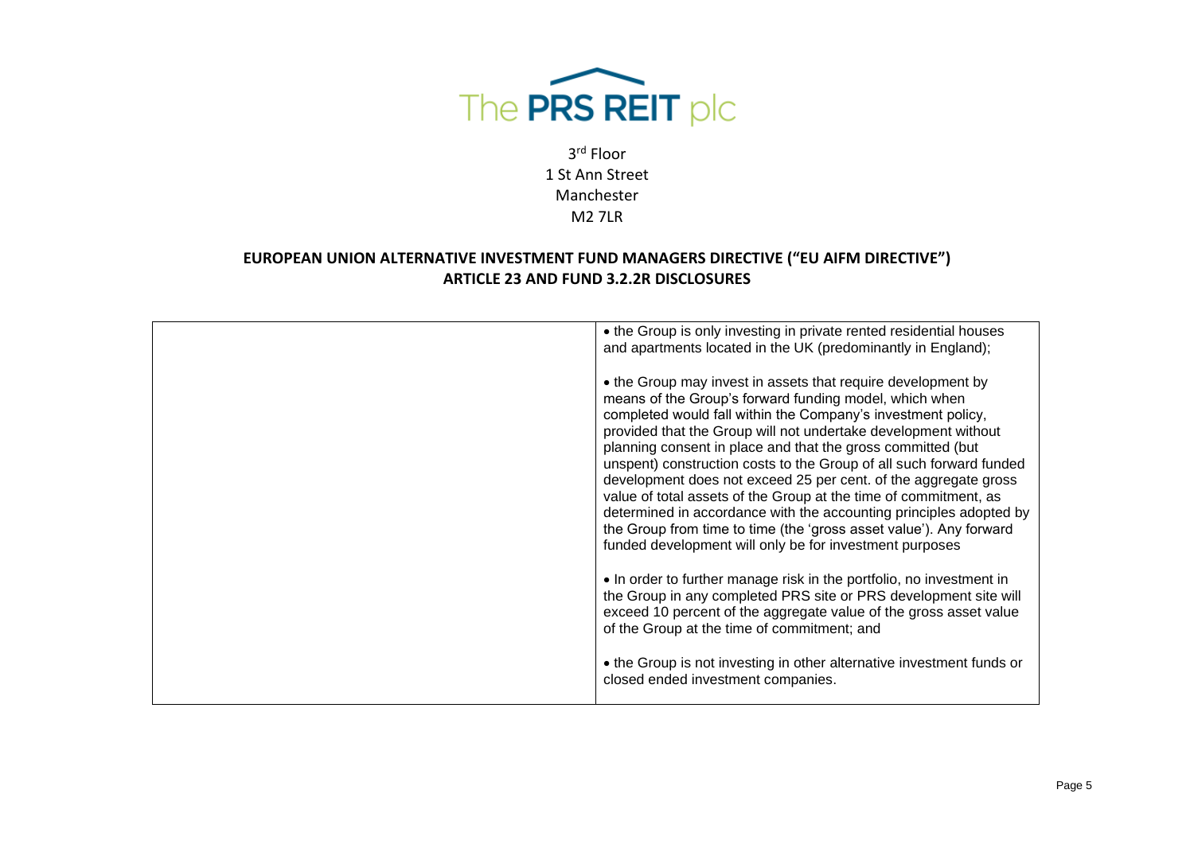| | |
|---|---|
| | • the Group is only investing in private rented residential houses and apartments located in the UK (predominantly in England);<br><br>• the Group may invest in assets that require development by means of the Group's forward funding model, which when completed would fall within the Company's investment policy, provided that the Group will not undertake development without planning consent in place and that the gross committed (but unspent) construction costs to the Group of all such forward funded development does not exceed 25 per cent. of the aggregate gross value of total assets of the Group at the time of commitment, as determined in accordance with the accounting principles adopted by the Group from time to time (the 'gross asset value'). Any forward funded development will only be for investment purposes<br><br>• In order to further manage risk in the portfolio, no investment in the Group in any completed PRS site or PRS development site will exceed 10 percent of the aggregate value of the gross asset value of the Group at the time of commitment; and<br><br>• the Group is not investing in other alternative investment funds or closed ended investment companies. |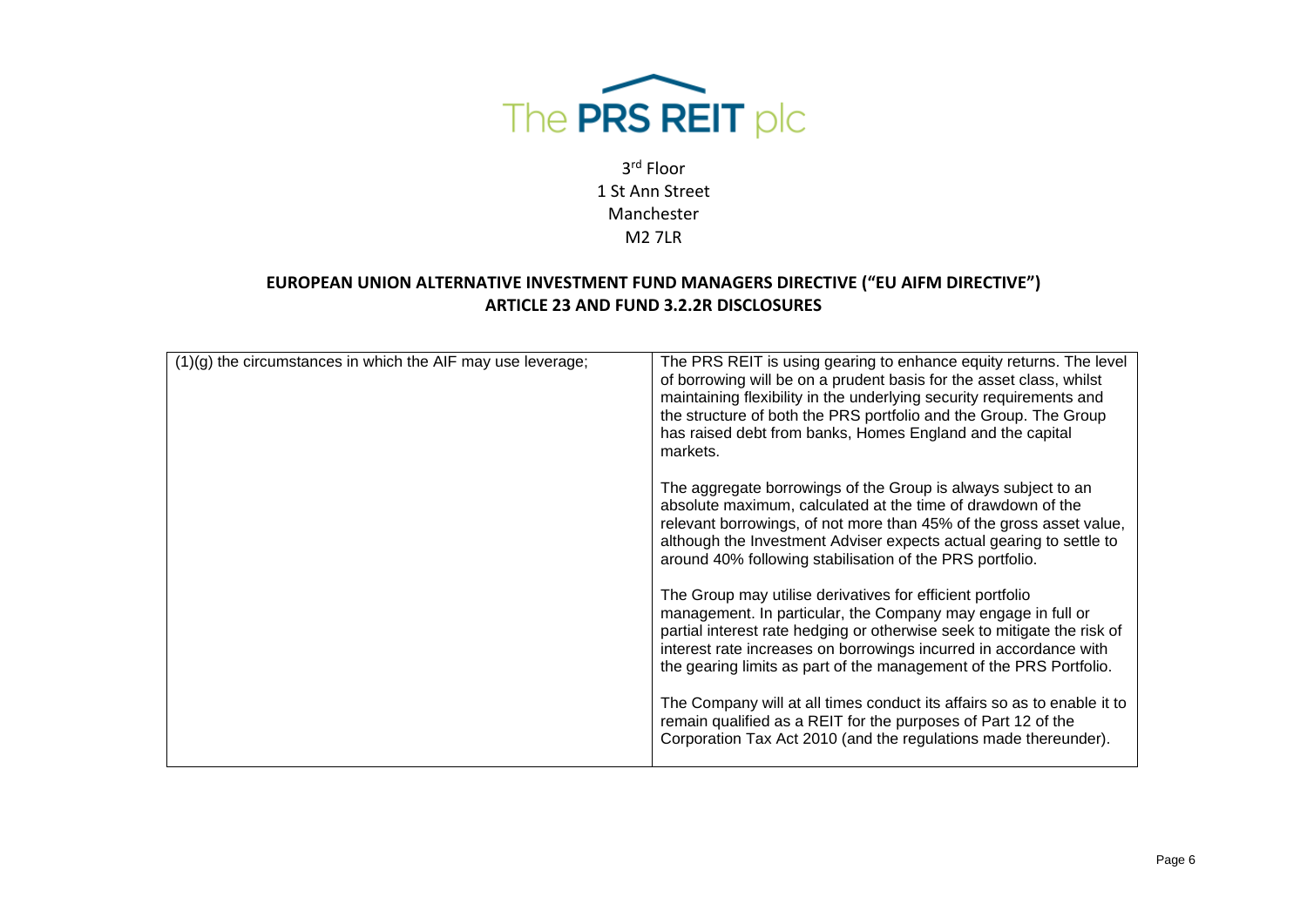The PRS REIT plc

3rd Floor
1 St Ann Street
Manchester
M2 7LR

## EUROPEAN UNION ALTERNATIVE INVESTMENT FUND MANAGERS DIRECTIVE ("EU AIFM DIRECTIVE") ARTICLE 23 AND FUND 3.2.2R DISCLOSURES

| | |
|---|---|
| (1)(g) the circumstances in which the AIF may use leverage; | The PRS REIT is using gearing to enhance equity returns. The level of borrowing will be on a prudent basis for the asset class, whilst maintaining flexibility in the underlying security requirements and the structure of both the PRS portfolio and the Group. The Group has raised debt from banks, Homes England and the capital markets.<br><br>The aggregate borrowings of the Group is always subject to an absolute maximum, calculated at the time of drawdown of the relevant borrowings, of not more than 45% of the gross asset value, although the Investment Adviser expects actual gearing to settle to around 40% following stabilisation of the PRS portfolio.<br><br>The Group may utilise derivatives for efficient portfolio management. In particular, the Company may engage in full or partial interest rate hedging or otherwise seek to mitigate the risk of interest rate increases on borrowings incurred in accordance with the gearing limits as part of the management of the PRS Portfolio.<br><br>The Company will at all times conduct its affairs so as to enable it to remain qualified as a REIT for the purposes of Part 12 of the Corporation Tax Act 2010 (and the regulations made thereunder). |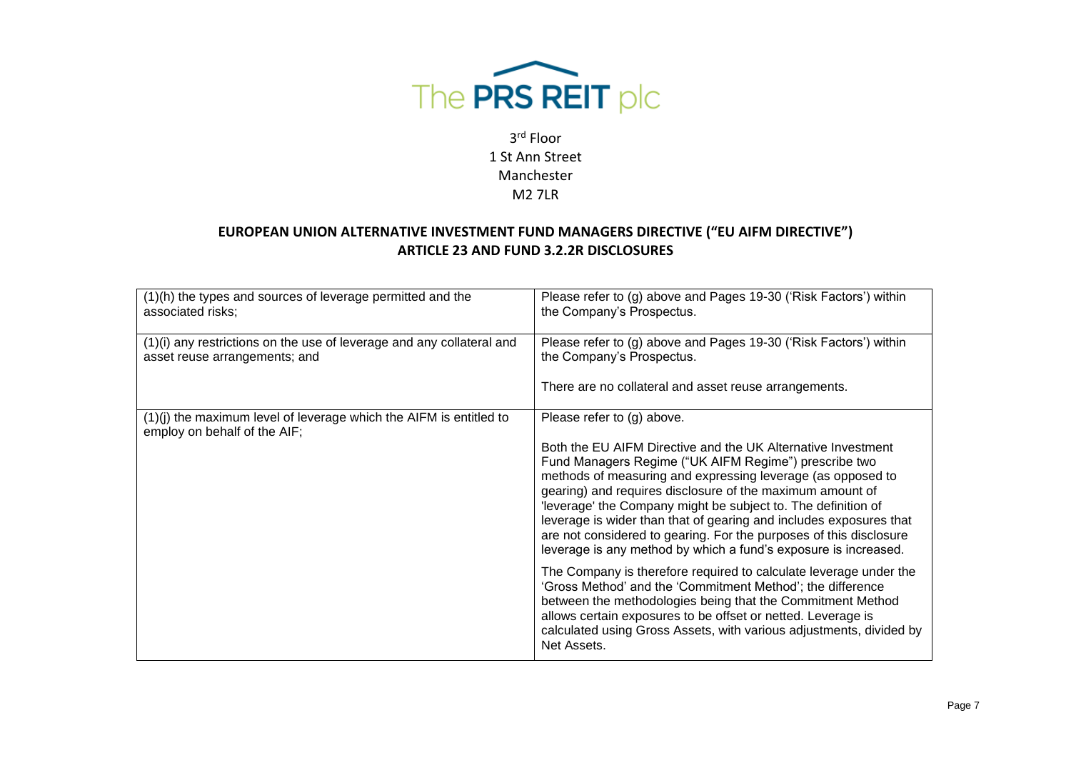The PRS REIT plc

3rd Floor
1 St Ann Street
Manchester
M2 7LR

## EUROPEAN UNION ALTERNATIVE INVESTMENT FUND MANAGERS DIRECTIVE ("EU AIFM DIRECTIVE") ARTICLE 23 AND FUND 3.2.2R DISCLOSURES

| | |
|---|---|
| (1)(h) the types and sources of leverage permitted and the associated risks; | Please refer to (g) above and Pages 19-30 ('Risk Factors') within the Company's Prospectus. |
| (1)(i) any restrictions on the use of leverage and any collateral and asset reuse arrangements; and | Please refer to (g) above and Pages 19-30 ('Risk Factors') within the Company's Prospectus.<br><br>There are no collateral and asset reuse arrangements. |
| (1)(j) the maximum level of leverage which the AIFM is entitled to employ on behalf of the AIF; | Please refer to (g) above.<br><br>Both the EU AIFM Directive and the UK Alternative Investment Fund Managers Regime ("UK AIFM Regime") prescribe two methods of measuring and expressing leverage (as opposed to gearing) and requires disclosure of the maximum amount of 'leverage' the Company might be subject to. The definition of leverage is wider than that of gearing and includes exposures that are not considered to gearing. For the purposes of this disclosure leverage is any method by which a fund's exposure is increased.<br><br>The Company is therefore required to calculate leverage under the 'Gross Method' and the 'Commitment Method'; the difference between the methodologies being that the Commitment Method allows certain exposures to be offset or netted. Leverage is calculated using Gross Assets, with various adjustments, divided by Net Assets. |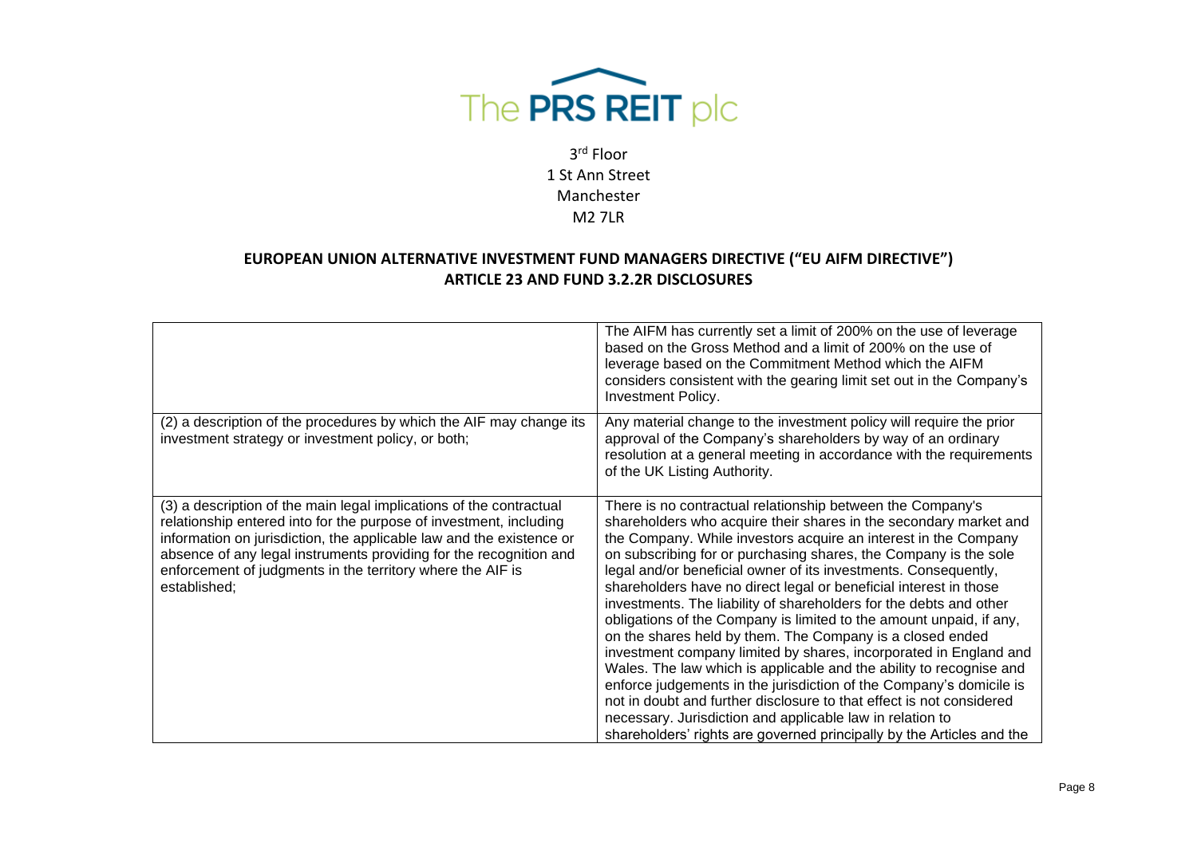The PRS REIT plc

3rd Floor
1 St Ann Street
Manchester
M2 7LR

## EUROPEAN UNION ALTERNATIVE INVESTMENT FUND MANAGERS DIRECTIVE ("EU AIFM DIRECTIVE") ARTICLE 23 AND FUND 3.2.2R DISCLOSURES

| | |
|---|---|
| | The AIFM has currently set a limit of 200% on the use of leverage based on the Gross Method and a limit of 200% on the use of leverage based on the Commitment Method which the AIFM considers consistent with the gearing limit set out in the Company's Investment Policy. |
| (2) a description of the procedures by which the AIF may change its investment strategy or investment policy, or both; | Any material change to the investment policy will require the prior approval of the Company's shareholders by way of an ordinary resolution at a general meeting in accordance with the requirements of the UK Listing Authority. |
| (3) a description of the main legal implications of the contractual relationship entered into for the purpose of investment, including information on jurisdiction, the applicable law and the existence or absence of any legal instruments providing for the recognition and enforcement of judgments in the territory where the AIF is established; | There is no contractual relationship between the Company's shareholders who acquire their shares in the secondary market and the Company. While investors acquire an interest in the Company on subscribing for or purchasing shares, the Company is the sole legal and/or beneficial owner of its investments. Consequently, shareholders have no direct legal or beneficial interest in those investments. The liability of shareholders for the debts and other obligations of the Company is limited to the amount unpaid, if any, on the shares held by them. The Company is a closed ended investment company limited by shares, incorporated in England and Wales. The law which is applicable and the ability to recognise and enforce judgements in the jurisdiction of the Company's domicile is not in doubt and further disclosure to that effect is not considered necessary. Jurisdiction and applicable law in relation to shareholders' rights are governed principally by the Articles and the |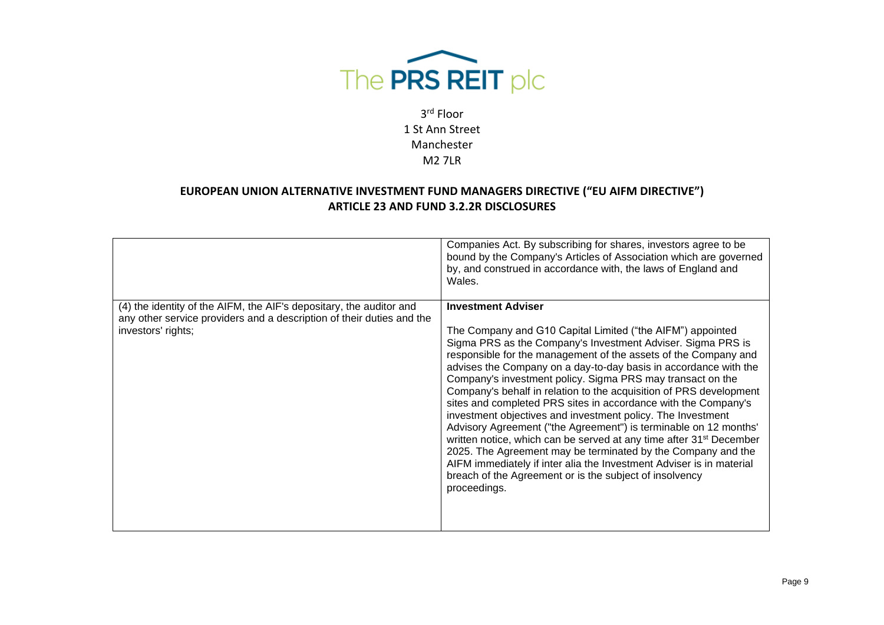The PRS REIT plc

3rd Floor
1 St Ann Street
Manchester
M2 7LR

## EUROPEAN UNION ALTERNATIVE INVESTMENT FUND MANAGERS DIRECTIVE ("EU AIFM DIRECTIVE") ARTICLE 23 AND FUND 3.2.2R DISCLOSURES

| | |
|---|---|
| | Companies Act. By subscribing for shares, investors agree to be bound by the Company's Articles of Association which are governed by, and construed in accordance with, the laws of England and Wales. |
| (4) the identity of the AIFM, the AIF's depositary, the auditor and any other service providers and a description of their duties and the investors' rights; | **Investment Adviser**<br><br>The Company and G10 Capital Limited ("the AIFM") appointed Sigma PRS as the Company's Investment Adviser. Sigma PRS is responsible for the management of the assets of the Company and advises the Company on a day-to-day basis in accordance with the Company's investment policy. Sigma PRS may transact on the Company's behalf in relation to the acquisition of PRS development sites and completed PRS sites in accordance with the Company's investment objectives and investment policy. The Investment Advisory Agreement ("the Agreement") is terminable on 12 months' written notice, which can be served at any time after 31st December 2025. The Agreement may be terminated by the Company and the AIFM immediately if inter alia the Investment Adviser is in material breach of the Agreement or is the subject of insolvency proceedings. |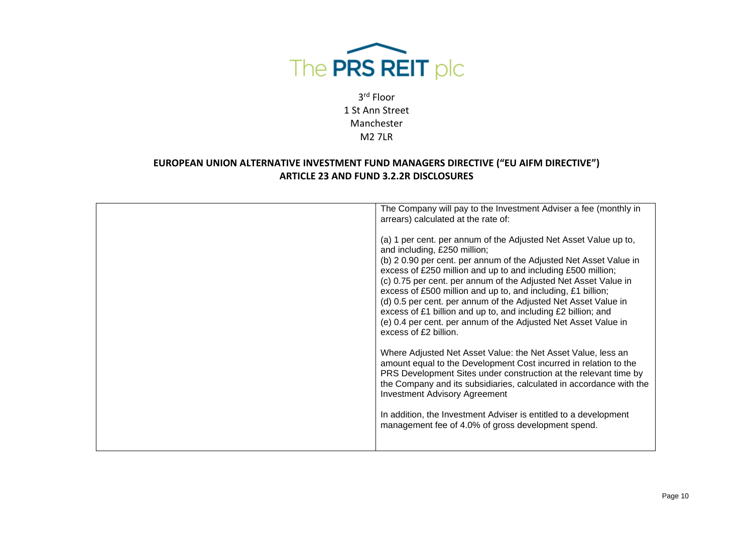| | |
|---|---|
| | The Company will pay to the Investment Adviser a fee (monthly in arrears) calculated at the rate of:<br><br>(a) 1 per cent. per annum of the Adjusted Net Asset Value up to, and including, £250 million;<br>(b) 2 0.90 per cent. per annum of the Adjusted Net Asset Value in excess of £250 million and up to and including £500 million;<br>(c) 0.75 per cent. per annum of the Adjusted Net Asset Value in excess of £500 million and up to, and including, £1 billion;<br>(d) 0.5 per cent. per annum of the Adjusted Net Asset Value in excess of £1 billion and up to, and including £2 billion; and<br>(e) 0.4 per cent. per annum of the Adjusted Net Asset Value in excess of £2 billion.<br><br>Where Adjusted Net Asset Value: the Net Asset Value, less an amount equal to the Development Cost incurred in relation to the PRS Development Sites under construction at the relevant time by the Company and its subsidiaries, calculated in accordance with the Investment Advisory Agreement<br><br>In addition, the Investment Adviser is entitled to a development management fee of 4.0% of gross development spend. |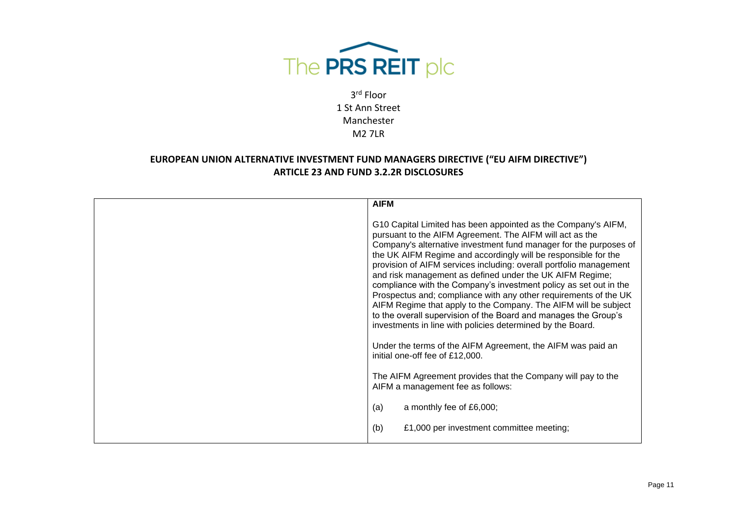The PRS REIT plc

3rd Floor
1 St Ann Street
Manchester
M2 7LR

**EUROPEAN UNION ALTERNATIVE INVESTMENT FUND MANAGERS DIRECTIVE ("EU AIFM DIRECTIVE")**
**ARTICLE 23 AND FUND 3.2.2R DISCLOSURES**

| | **AIFM**<br><br>G10 Capital Limited has been appointed as the Company's AIFM, pursuant to the AIFM Agreement. The AIFM will act as the Company's alternative investment fund manager for the purposes of the UK AIFM Regime and accordingly will be responsible for the provision of AIFM services including: overall portfolio management and risk management as defined under the UK AIFM Regime; compliance with the Company's investment policy as set out in the Prospectus and; compliance with any other requirements of the UK AIFM Regime that apply to the Company. The AIFM will be subject to the overall supervision of the Board and manages the Group's investments in line with policies determined by the Board.<br><br>Under the terms of the AIFM Agreement, the AIFM was paid an initial one-off fee of £12,000.<br><br>The AIFM Agreement provides that the Company will pay to the AIFM a management fee as follows:<br><br>(a) a monthly fee of £6,000;<br><br>(b) £1,000 per investment committee meeting; |
|---|---|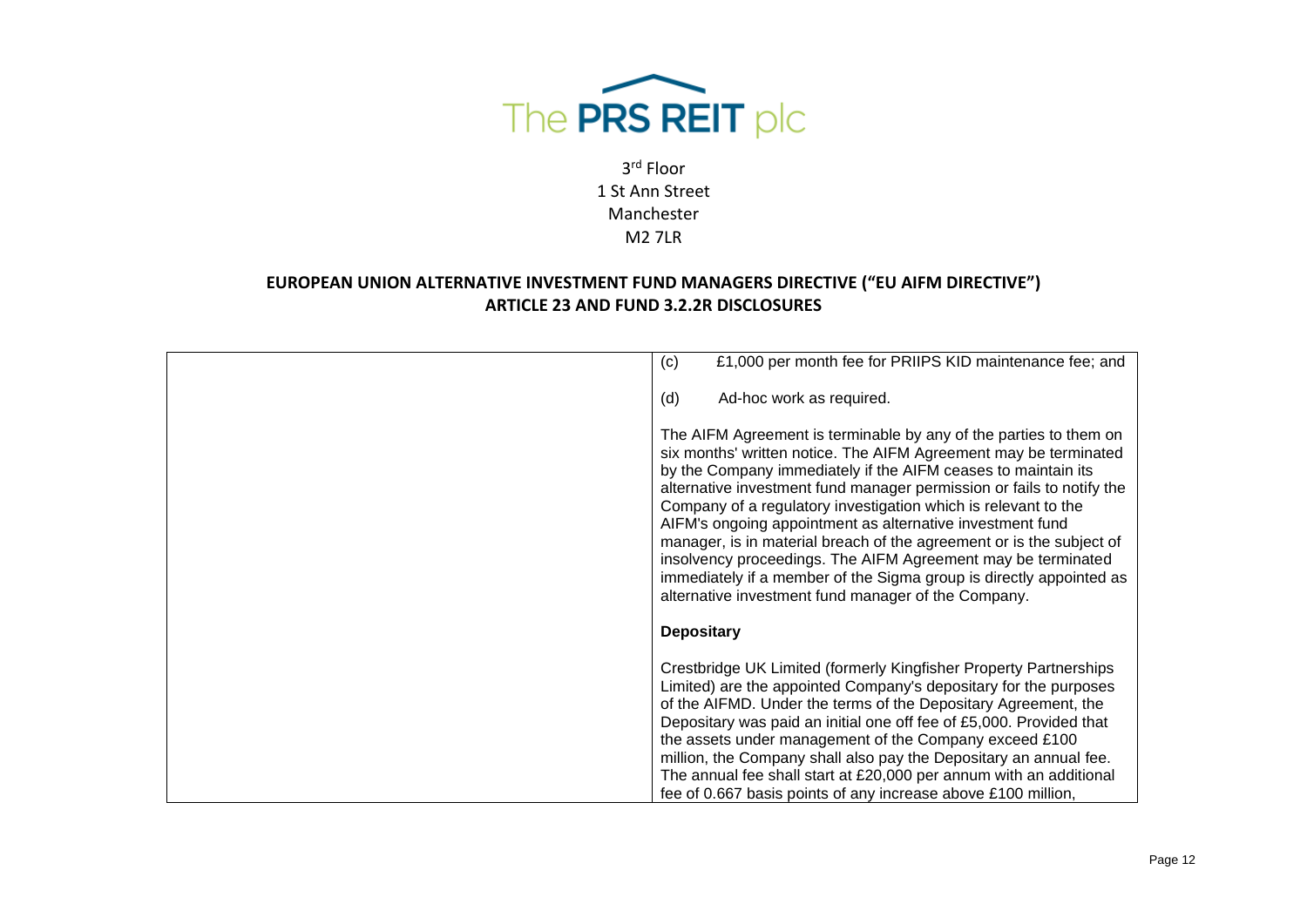3rd Floor
1 St Ann Street
Manchester
M2 7LR

**EUROPEAN UNION ALTERNATIVE INVESTMENT FUND MANAGERS DIRECTIVE ("EU AIFM DIRECTIVE") ARTICLE 23 AND FUND 3.2.2R DISCLOSURES**

| | |
|---|---|
| | (c) £1,000 per month fee for PRIIPS KID maintenance fee; and<br><br>(d) Ad-hoc work as required.<br><br>The AIFM Agreement is terminable by any of the parties to them on six months' written notice. The AIFM Agreement may be terminated by the Company immediately if the AIFM ceases to maintain its alternative investment fund manager permission or fails to notify the Company of a regulatory investigation which is relevant to the AIFM's ongoing appointment as alternative investment fund manager, is in material breach of the agreement or is the subject of insolvency proceedings. The AIFM Agreement may be terminated immediately if a member of the Sigma group is directly appointed as alternative investment fund manager of the Company.<br><br>**Depositary**<br><br>Crestbridge UK Limited (formerly Kingfisher Property Partnerships Limited) are the appointed Company's depositary for the purposes of the AIFMD. Under the terms of the Depositary Agreement, the Depositary was paid an initial one off fee of £5,000. Provided that the assets under management of the Company exceed £100 million, the Company shall also pay the Depositary an annual fee. The annual fee shall start at £20,000 per annum with an additional fee of 0.667 basis points of any increase above £100 million, |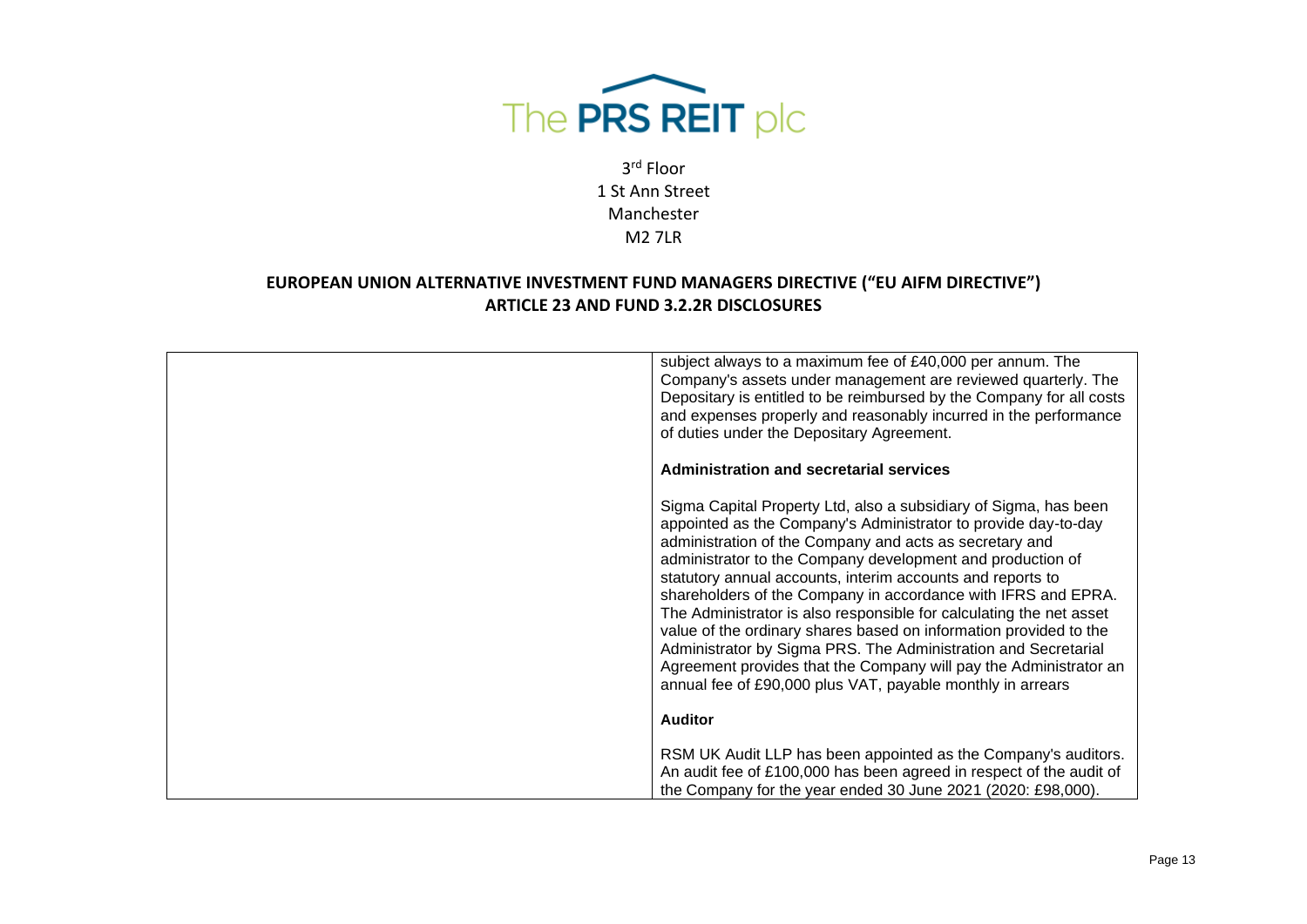| | |
|---|---|
| | subject always to a maximum fee of £40,000 per annum. The Company's assets under management are reviewed quarterly. The Depositary is entitled to be reimbursed by the Company for all costs and expenses properly and reasonably incurred in the performance of duties under the Depositary Agreement. |
| | **Administration and secretarial services** |
| | Sigma Capital Property Ltd, also a subsidiary of Sigma, has been appointed as the Company's Administrator to provide day-to-day administration of the Company and acts as secretary and administrator to the Company development and production of statutory annual accounts, interim accounts and reports to shareholders of the Company in accordance with IFRS and EPRA. The Administrator is also responsible for calculating the net asset value of the ordinary shares based on information provided to the Administrator by Sigma PRS. The Administration and Secretarial Agreement provides that the Company will pay the Administrator an annual fee of £90,000 plus VAT, payable monthly in arrears |
| | **Auditor** |
| | RSM UK Audit LLP has been appointed as the Company's auditors. An audit fee of £100,000 has been agreed in respect of the audit of the Company for the year ended 30 June 2021 (2020: £98,000). |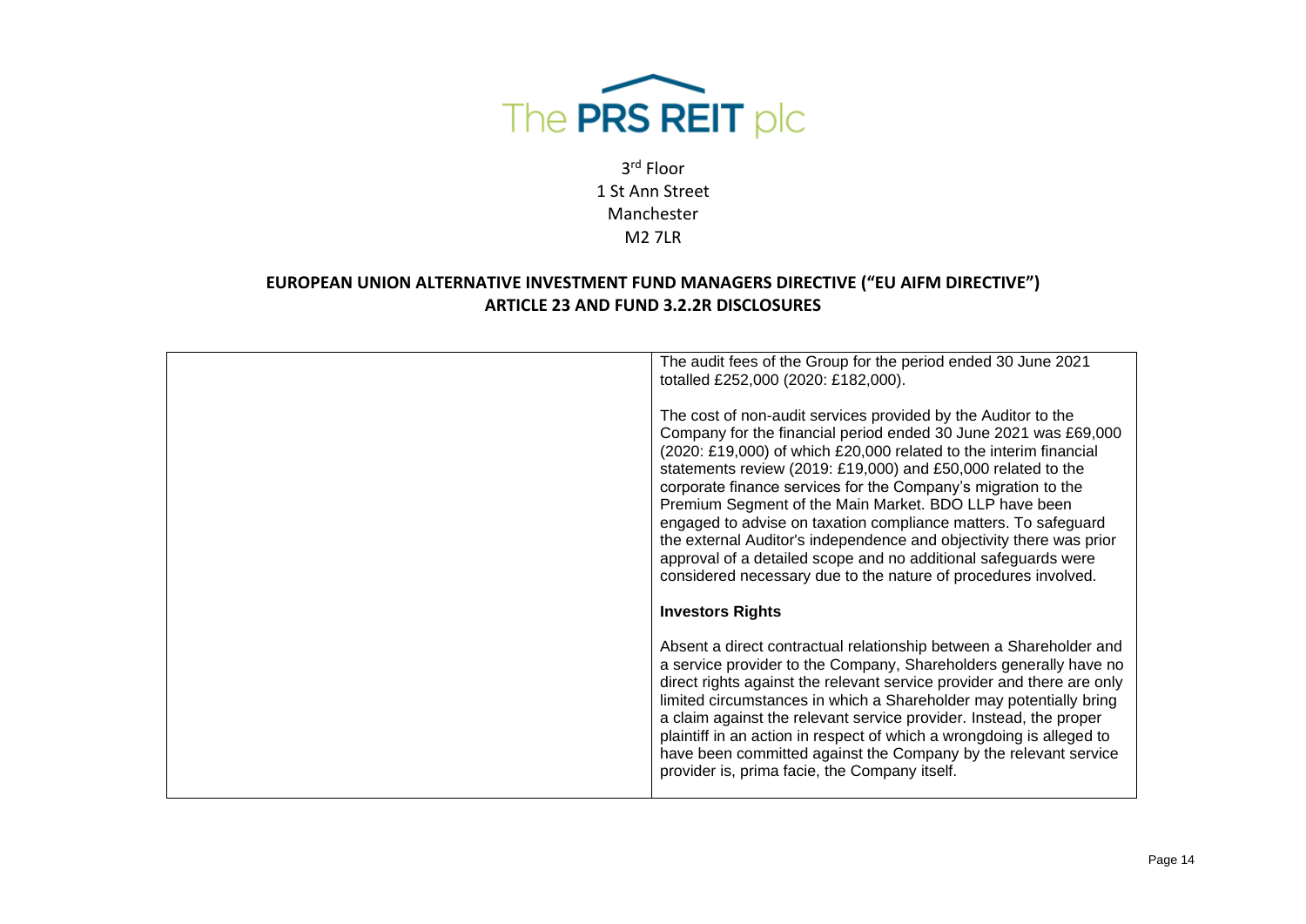The PRS REIT plc

3rd Floor
1 St Ann Street
Manchester
M2 7LR

## EUROPEAN UNION ALTERNATIVE INVESTMENT FUND MANAGERS DIRECTIVE ("EU AIFM DIRECTIVE") ARTICLE 23 AND FUND 3.2.2R DISCLOSURES

| | |
|---|---|
| | The audit fees of the Group for the period ended 30 June 2021 totalled £252,000 (2020: £182,000).<br><br>The cost of non-audit services provided by the Auditor to the Company for the financial period ended 30 June 2021 was £69,000 (2020: £19,000) of which £20,000 related to the interim financial statements review (2019: £19,000) and £50,000 related to the corporate finance services for the Company's migration to the Premium Segment of the Main Market. BDO LLP have been engaged to advise on taxation compliance matters. To safeguard the external Auditor's independence and objectivity there was prior approval of a detailed scope and no additional safeguards were considered necessary due to the nature of procedures involved.<br><br>**Investors Rights**<br><br>Absent a direct contractual relationship between a Shareholder and a service provider to the Company, Shareholders generally have no direct rights against the relevant service provider and there are only limited circumstances in which a Shareholder may potentially bring a claim against the relevant service provider. Instead, the proper plaintiff in an action in respect of which a wrongdoing is alleged to have been committed against the Company by the relevant service provider is, prima facie, the Company itself. |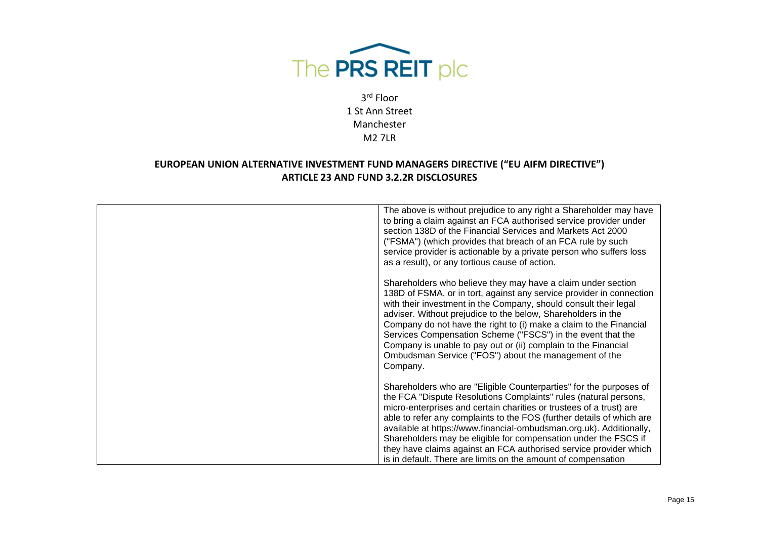The PRS REIT plc

3rd Floor
1 St Ann Street
Manchester
M2 7LR

## EUROPEAN UNION ALTERNATIVE INVESTMENT FUND MANAGERS DIRECTIVE ("EU AIFM DIRECTIVE") ARTICLE 23 AND FUND 3.2.2R DISCLOSURES

| | |
|---|---|
| | The above is without prejudice to any right a Shareholder may have to bring a claim against an FCA authorised service provider under section 138D of the Financial Services and Markets Act 2000 ("FSMA") (which provides that breach of an FCA rule by such service provider is actionable by a private person who suffers loss as a result), or any tortious cause of action.<br><br>Shareholders who believe they may have a claim under section 138D of FSMA, or in tort, against any service provider in connection with their investment in the Company, should consult their legal adviser. Without prejudice to the below, Shareholders in the Company do not have the right to (i) make a claim to the Financial Services Compensation Scheme ("FSCS") in the event that the Company is unable to pay out or (ii) complain to the Financial Ombudsman Service ("FOS") about the management of the Company.<br><br>Shareholders who are "Eligible Counterparties" for the purposes of the FCA "Dispute Resolutions Complaints" rules (natural persons, micro-enterprises and certain charities or trustees of a trust) are able to refer any complaints to the FOS (further details of which are available at https://www.financial-ombudsman.org.uk). Additionally, Shareholders may be eligible for compensation under the FSCS if they have claims against an FCA authorised service provider which is in default. There are limits on the amount of compensation |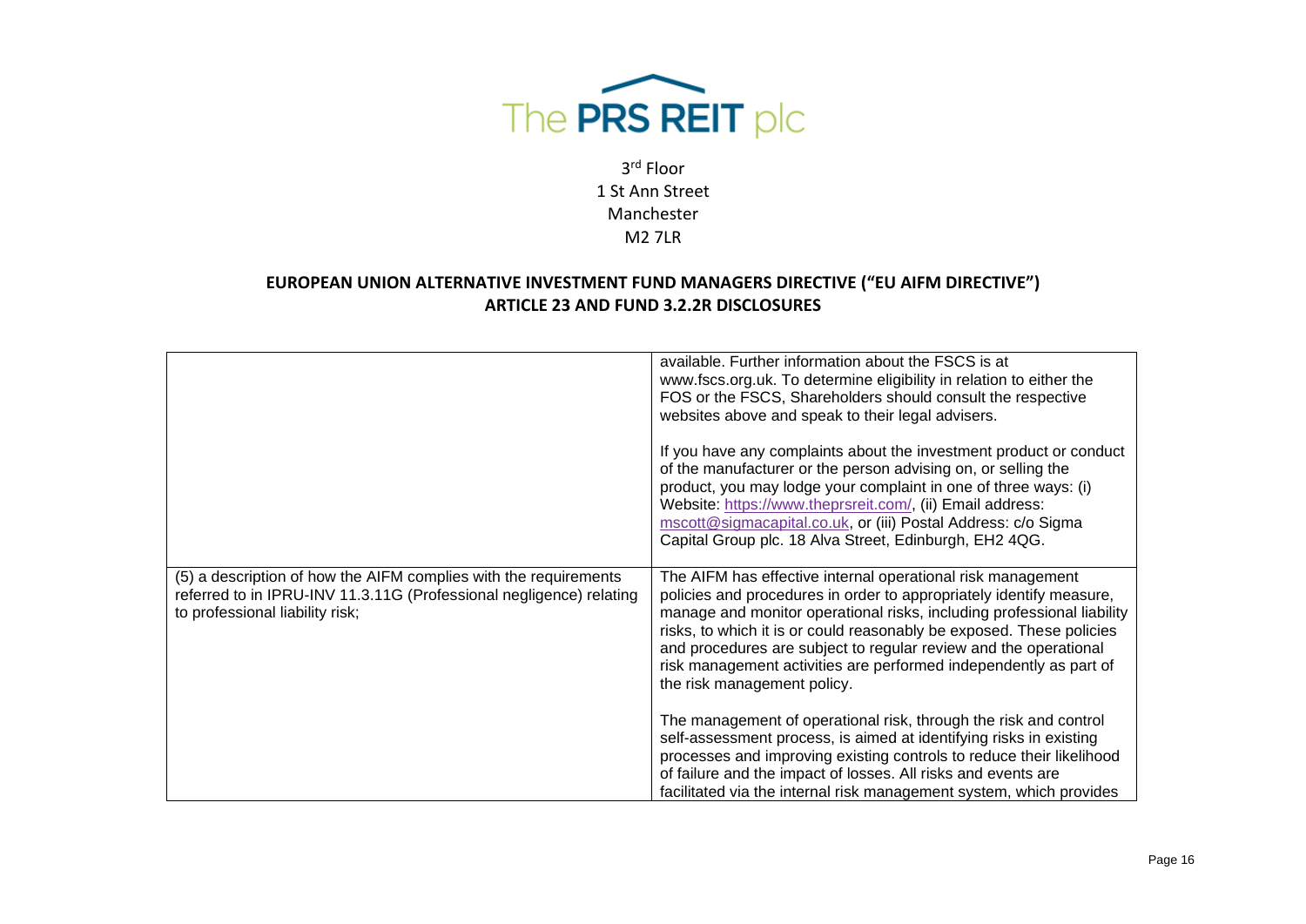The PRS REIT plc

3rd Floor
1 St Ann Street
Manchester
M2 7LR

**EUROPEAN UNION ALTERNATIVE INVESTMENT FUND MANAGERS DIRECTIVE ("EU AIFM DIRECTIVE")**
**ARTICLE 23 AND FUND 3.2.2R DISCLOSURES**

| | |
|---|---|
| | available. Further information about the FSCS is at www.fscs.org.uk. To determine eligibility in relation to either the FOS or the FSCS, Shareholders should consult the respective websites above and speak to their legal advisers.<br><br>If you have any complaints about the investment product or conduct of the manufacturer or the person advising on, or selling the product, you may lodge your complaint in one of three ways: (i) Website: https://www.theprsreit.com/, (ii) Email address: mscott@sigmacapital.co.uk, or (iii) Postal Address: c/o Sigma Capital Group plc. 18 Alva Street, Edinburgh, EH2 4QG. |
| (5) a description of how the AIFM complies with the requirements referred to in IPRU-INV 11.3.11G (Professional negligence) relating to professional liability risk; | The AIFM has effective internal operational risk management policies and procedures in order to appropriately identify measure, manage and monitor operational risks, including professional liability risks, to which it is or could reasonably be exposed. These policies and procedures are subject to regular review and the operational risk management activities are performed independently as part of the risk management policy.<br><br>The management of operational risk, through the risk and control self-assessment process, is aimed at identifying risks in existing processes and improving existing controls to reduce their likelihood of failure and the impact of losses. All risks and events are facilitated via the internal risk management system, which provides |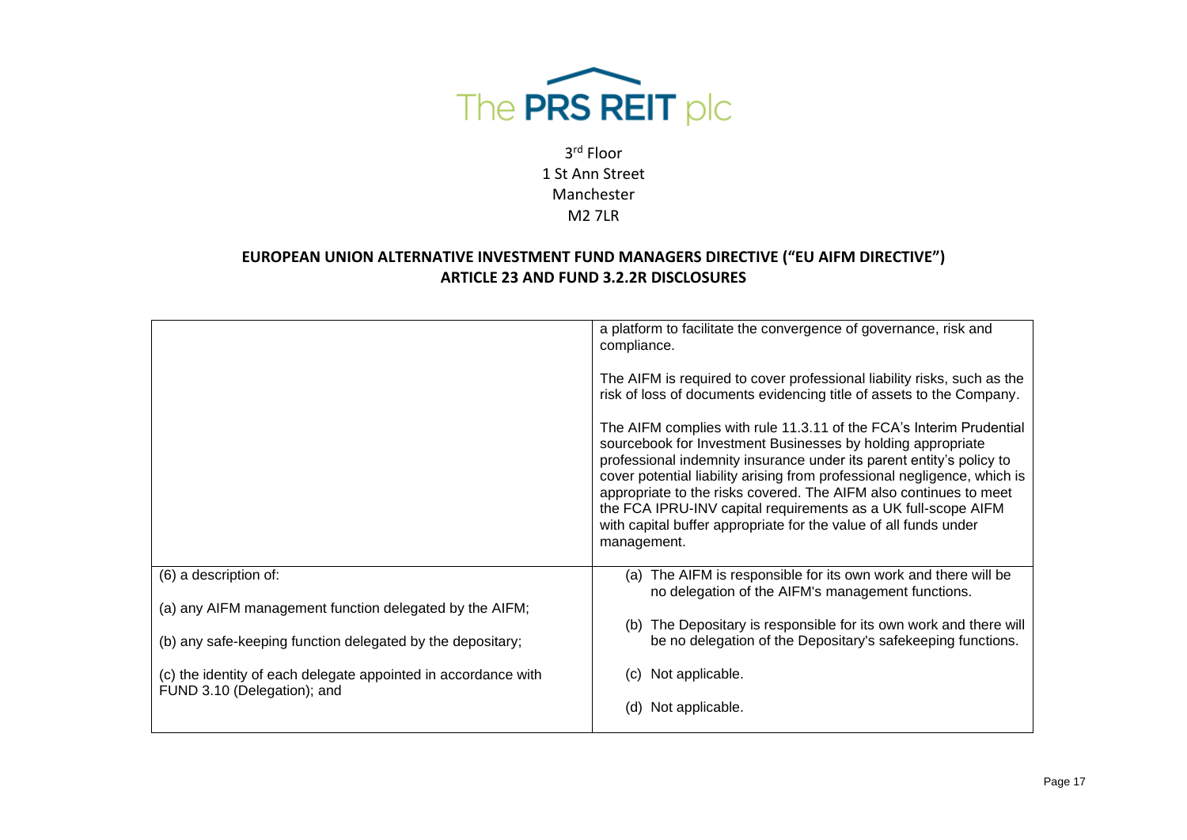The PRS REIT plc

3rd Floor
1 St Ann Street
Manchester
M2 7LR

## EUROPEAN UNION ALTERNATIVE INVESTMENT FUND MANAGERS DIRECTIVE ("EU AIFM DIRECTIVE") ARTICLE 23 AND FUND 3.2.2R DISCLOSURES

| | |
|---|---|
| | a platform to facilitate the convergence of governance, risk and compliance.<br><br>The AIFM is required to cover professional liability risks, such as the risk of loss of documents evidencing title of assets to the Company.<br><br>The AIFM complies with rule 11.3.11 of the FCA's Interim Prudential sourcebook for Investment Businesses by holding appropriate professional indemnity insurance under its parent entity's policy to cover potential liability arising from professional negligence, which is appropriate to the risks covered. The AIFM also continues to meet the FCA IPRU-INV capital requirements as a UK full-scope AIFM with capital buffer appropriate for the value of all funds under management. |
| (6) a description of:<br><br>(a) any AIFM management function delegated by the AIFM;<br><br>(b) any safe-keeping function delegated by the depositary;<br><br>(c) the identity of each delegate appointed in accordance with FUND 3.10 (Delegation); and | (a) The AIFM is responsible for its own work and there will be no delegation of the AIFM's management functions.<br><br>(b) The Depositary is responsible for its own work and there will be no delegation of the Depositary's safekeeping functions.<br><br>(c) Not applicable.<br><br>(d) Not applicable. |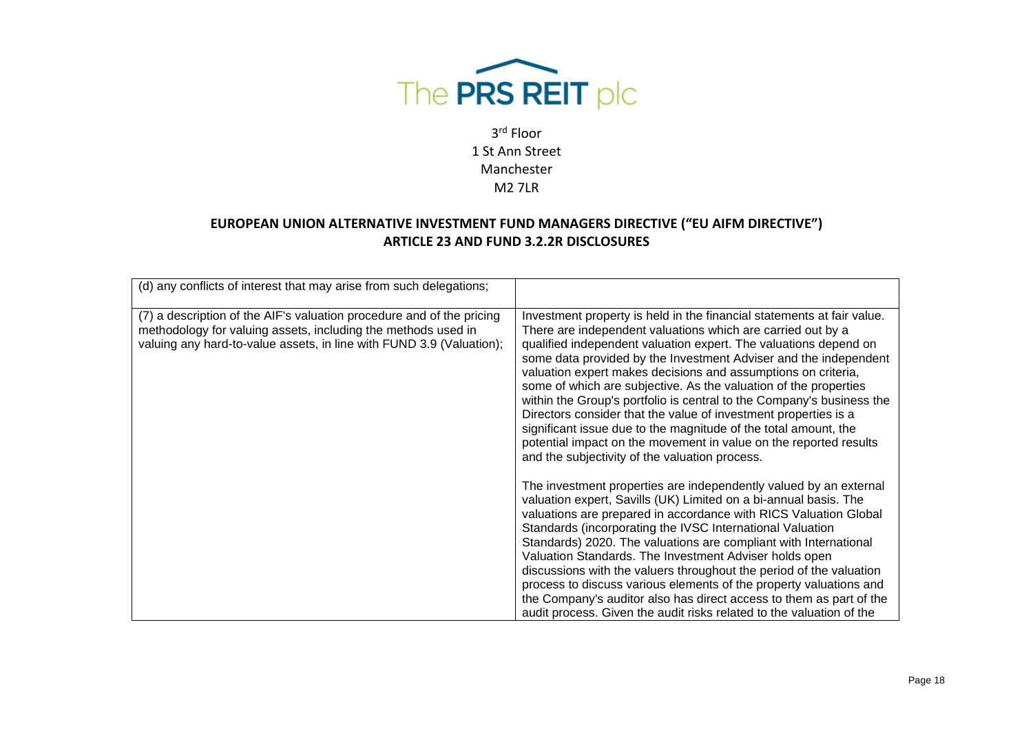The PRS REIT plc

3rd Floor
1 St Ann Street
Manchester
M2 7LR

## EUROPEAN UNION ALTERNATIVE INVESTMENT FUND MANAGERS DIRECTIVE ("EU AIFM DIRECTIVE") ARTICLE 23 AND FUND 3.2.2R DISCLOSURES

| | |
|---|---|
| (d) any conflicts of interest that may arise from such delegations; | |
| (7) a description of the AIF's valuation procedure and of the pricing methodology for valuing assets, including the methods used in valuing any hard-to-value assets, in line with FUND 3.9 (Valuation); | Investment property is held in the financial statements at fair value. There are independent valuations which are carried out by a qualified independent valuation expert. The valuations depend on some data provided by the Investment Adviser and the independent valuation expert makes decisions and assumptions on criteria, some of which are subjective. As the valuation of the properties within the Group's portfolio is central to the Company's business the Directors consider that the value of investment properties is a significant issue due to the magnitude of the total amount, the potential impact on the movement in value on the reported results and the subjectivity of the valuation process.<br><br>The investment properties are independently valued by an external valuation expert, Savills (UK) Limited on a bi-annual basis. The valuations are prepared in accordance with RICS Valuation Global Standards (incorporating the IVSC International Valuation Standards) 2020. The valuations are compliant with International Valuation Standards. The Investment Adviser holds open discussions with the valuers throughout the period of the valuation process to discuss various elements of the property valuations and the Company's auditor also has direct access to them as part of the audit process. Given the audit risks related to the valuation of the |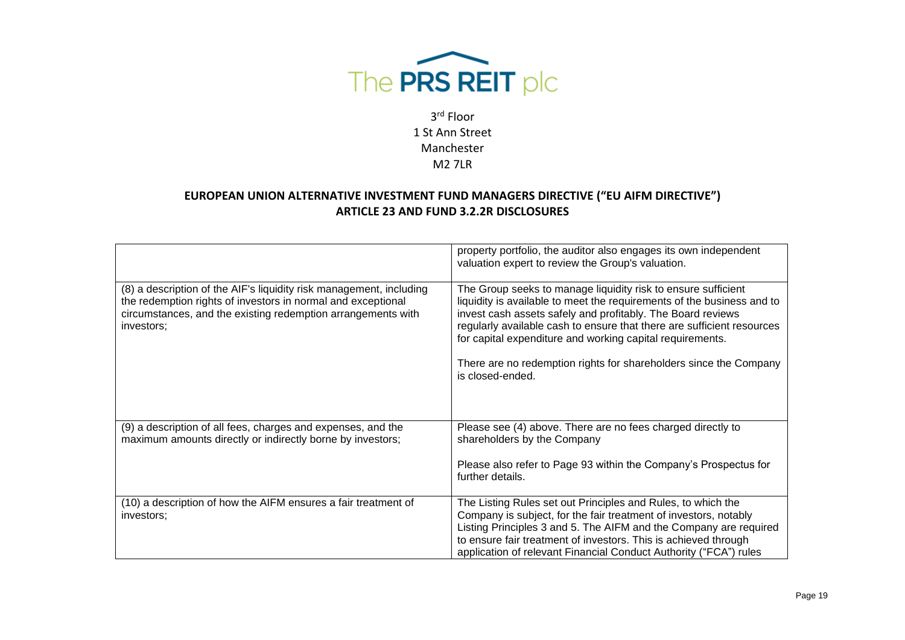The PRS REIT plc

3rd Floor
1 St Ann Street
Manchester
M2 7LR

## EUROPEAN UNION ALTERNATIVE INVESTMENT FUND MANAGERS DIRECTIVE ("EU AIFM DIRECTIVE") ARTICLE 23 AND FUND 3.2.2R DISCLOSURES

| | |
|---|---|
| | property portfolio, the auditor also engages its own independent valuation expert to review the Group's valuation. |
| (8) a description of the AIF's liquidity risk management, including the redemption rights of investors in normal and exceptional circumstances, and the existing redemption arrangements with investors; | The Group seeks to manage liquidity risk to ensure sufficient liquidity is available to meet the requirements of the business and to invest cash assets safely and profitably. The Board reviews regularly available cash to ensure that there are sufficient resources for capital expenditure and working capital requirements.<br><br>There are no redemption rights for shareholders since the Company is closed-ended. |
| (9) a description of all fees, charges and expenses, and the maximum amounts directly or indirectly borne by investors; | Please see (4) above. There are no fees charged directly to shareholders by the Company<br><br>Please also refer to Page 93 within the Company's Prospectus for further details. |
| (10) a description of how the AIFM ensures a fair treatment of investors; | The Listing Rules set out Principles and Rules, to which the Company is subject, for the fair treatment of investors, notably Listing Principles 3 and 5. The AIFM and the Company are required to ensure fair treatment of investors. This is achieved through application of relevant Financial Conduct Authority ("FCA") rules |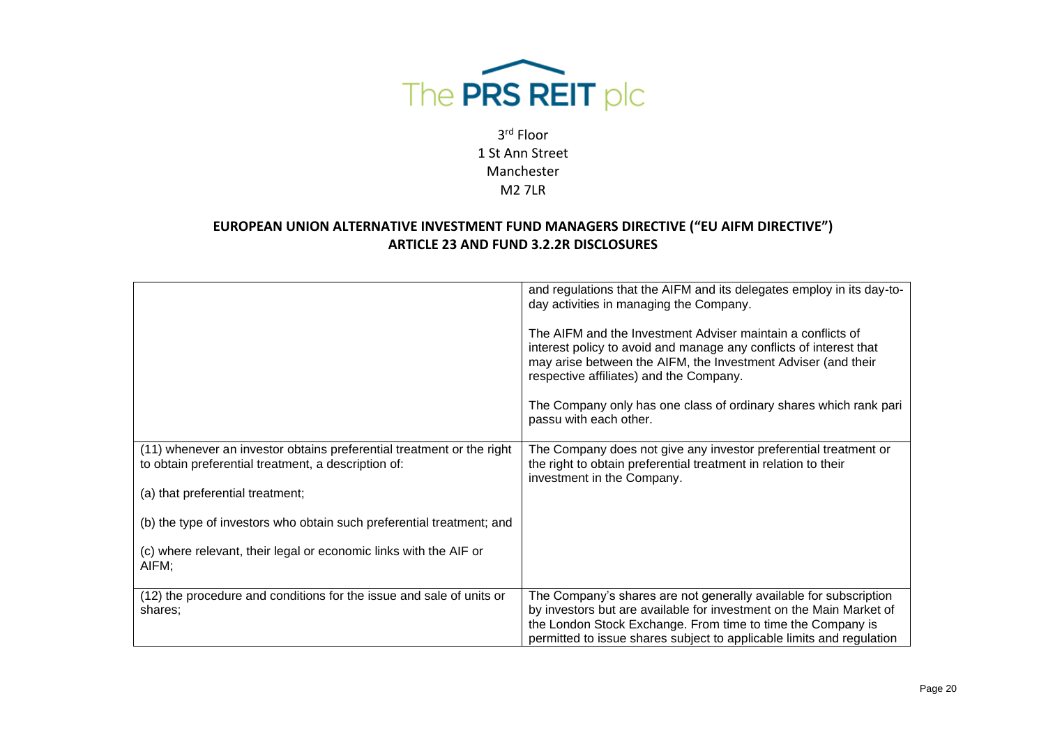3[rd] Floor
1 St Ann Street
Manchester
M2 7LR

## EUROPEAN UNION ALTERNATIVE INVESTMENT FUND MANAGERS DIRECTIVE ("EU AIFM DIRECTIVE") ARTICLE 23 AND FUND 3.2.2R DISCLOSURES

| | |
|---|---|
| | and regulations that the AIFM and its delegates employ in its day-to-day activities in managing the Company.<br><br>The AIFM and the Investment Adviser maintain a conflicts of interest policy to avoid and manage any conflicts of interest that may arise between the AIFM, the Investment Adviser (and their respective affiliates) and the Company.<br><br>The Company only has one class of ordinary shares which rank pari passu with each other. |
| (11) whenever an investor obtains preferential treatment or the right to obtain preferential treatment, a description of:<br><br>(a) that preferential treatment;<br><br>(b) the type of investors who obtain such preferential treatment; and<br><br>(c) where relevant, their legal or economic links with the AIF or AIFM; | The Company does not give any investor preferential treatment or the right to obtain preferential treatment in relation to their investment in the Company. |
| (12) the procedure and conditions for the issue and sale of units or shares; | The Company's shares are not generally available for subscription by investors but are available for investment on the Main Market of the London Stock Exchange. From time to time the Company is permitted to issue shares subject to applicable limits and regulation |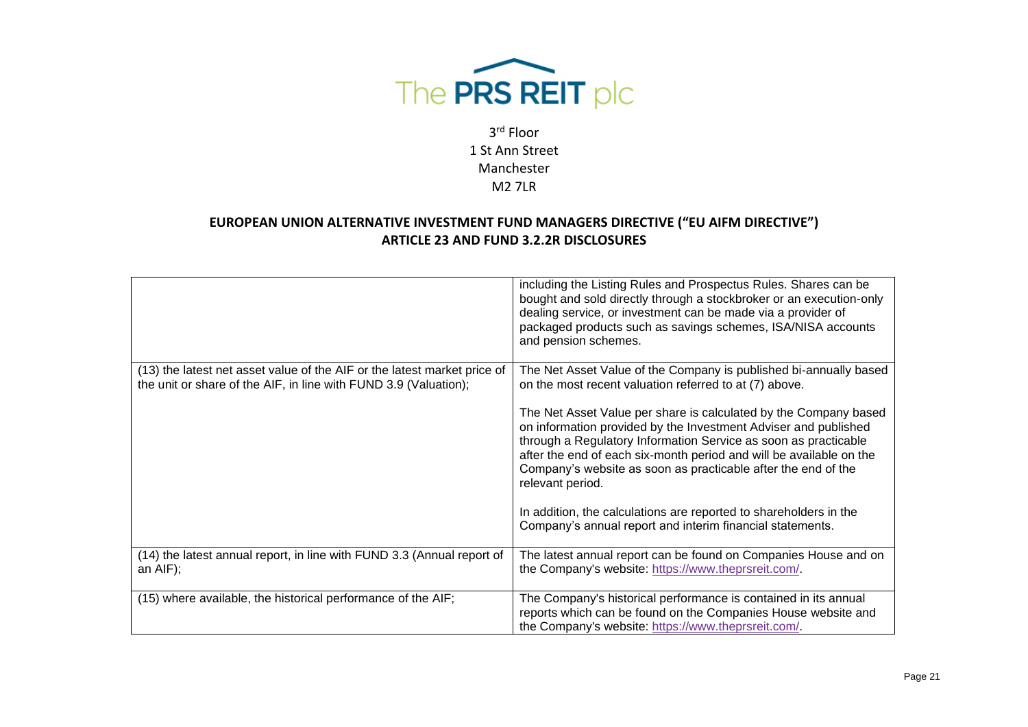The PRS REIT plc

3rd Floor
1 St Ann Street
Manchester
M2 7LR

## EUROPEAN UNION ALTERNATIVE INVESTMENT FUND MANAGERS DIRECTIVE ("EU AIFM DIRECTIVE") ARTICLE 23 AND FUND 3.2.2R DISCLOSURES

| | |
|---|---|
| | including the Listing Rules and Prospectus Rules. Shares can be bought and sold directly through a stockbroker or an execution-only dealing service, or investment can be made via a provider of packaged products such as savings schemes, ISA/NISA accounts and pension schemes. |
| (13) the latest net asset value of the AIF or the latest market price of the unit or share of the AIF, in line with FUND 3.9 (Valuation); | The Net Asset Value of the Company is published bi-annually based on the most recent valuation referred to at (7) above.<br><br>The Net Asset Value per share is calculated by the Company based on information provided by the Investment Adviser and published through a Regulatory Information Service as soon as practicable after the end of each six-month period and will be available on the Company's website as soon as practicable after the end of the relevant period.<br><br>In addition, the calculations are reported to shareholders in the Company's annual report and interim financial statements. |
| (14) the latest annual report, in line with FUND 3.3 (Annual report of an AIF); | The latest annual report can be found on Companies House and on the Company's website: https://www.theprsreit.com/. |
| (15) where available, the historical performance of the AIF; | The Company's historical performance is contained in its annual reports which can be found on the Companies House website and the Company's website: https://www.theprsreit.com/. |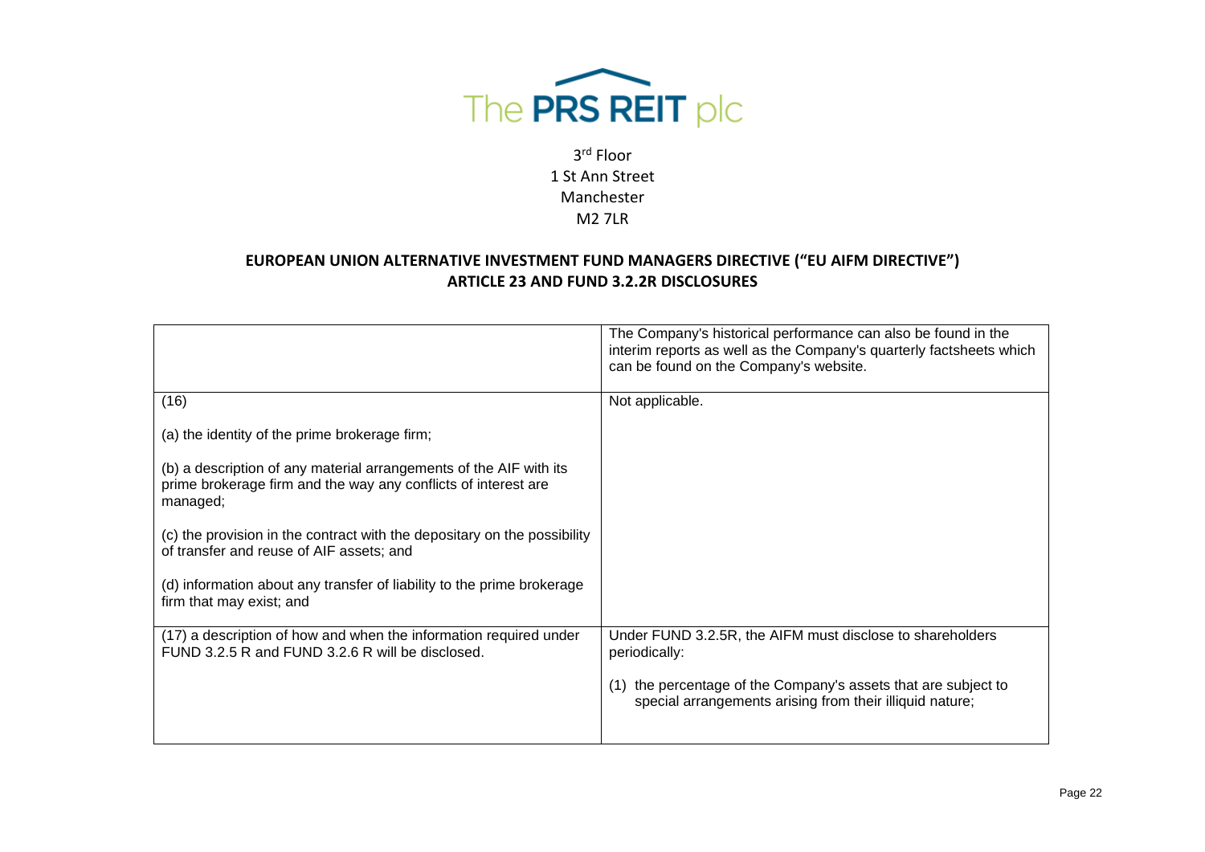The PRS REIT plc

3rd Floor
1 St Ann Street
Manchester
M2 7LR

**EUROPEAN UNION ALTERNATIVE INVESTMENT FUND MANAGERS DIRECTIVE ("EU AIFM DIRECTIVE")**
**ARTICLE 23 AND FUND 3.2.2R DISCLOSURES**

| | |
|---|---|
| | The Company's historical performance can also be found in the interim reports as well as the Company's quarterly factsheets which can be found on the Company's website. |
| (16)<br><br>(a) the identity of the prime brokerage firm;<br><br>(b) a description of any material arrangements of the AIF with its prime brokerage firm and the way any conflicts of interest are managed;<br><br>(c) the provision in the contract with the depositary on the possibility of transfer and reuse of AIF assets; and<br><br>(d) information about any transfer of liability to the prime brokerage firm that may exist; and | Not applicable. |
| (17) a description of how and when the information required under FUND 3.2.5 R and FUND 3.2.6 R will be disclosed. | Under FUND 3.2.5R, the AIFM must disclose to shareholders periodically:<br><br>(1) the percentage of the Company's assets that are subject to special arrangements arising from their illiquid nature; |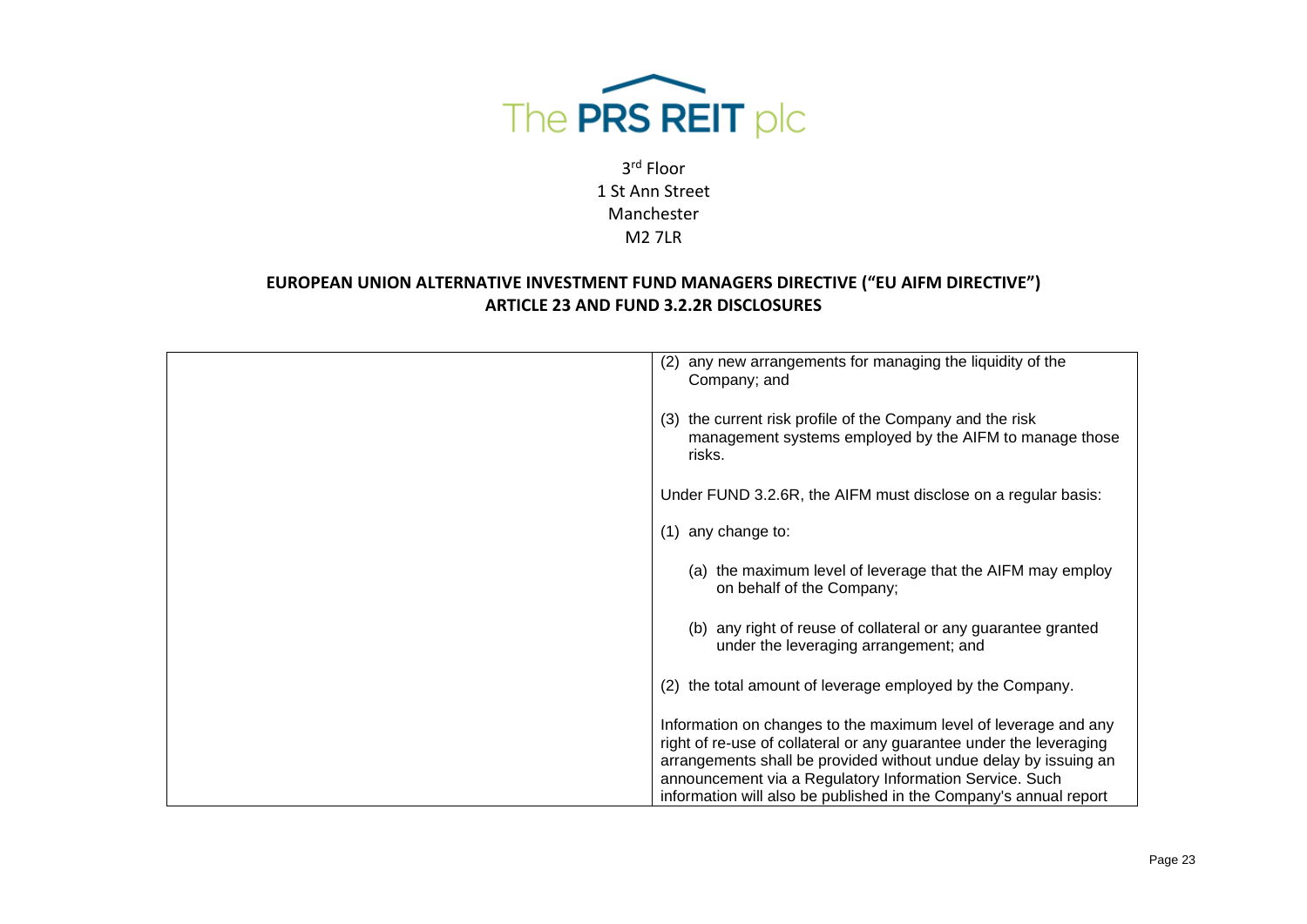(2) any new arrangements for managing the liquidity of the Company; and

(3) the current risk profile of the Company and the risk management systems employed by the AIFM to manage those risks.

Under FUND 3.2.6R, the AIFM must disclose on a regular basis:

(1) any change to:

- (a) the maximum level of leverage that the AIFM may employ on behalf of the Company;

- (b) any right of reuse of collateral or any guarantee granted under the leveraging arrangement; and

(2) the total amount of leverage employed by the Company.

Information on changes to the maximum level of leverage and any right of re-use of collateral or any guarantee under the leveraging arrangements shall be provided without undue delay by issuing an announcement via a Regulatory Information Service. Such information will also be published in the Company's annual report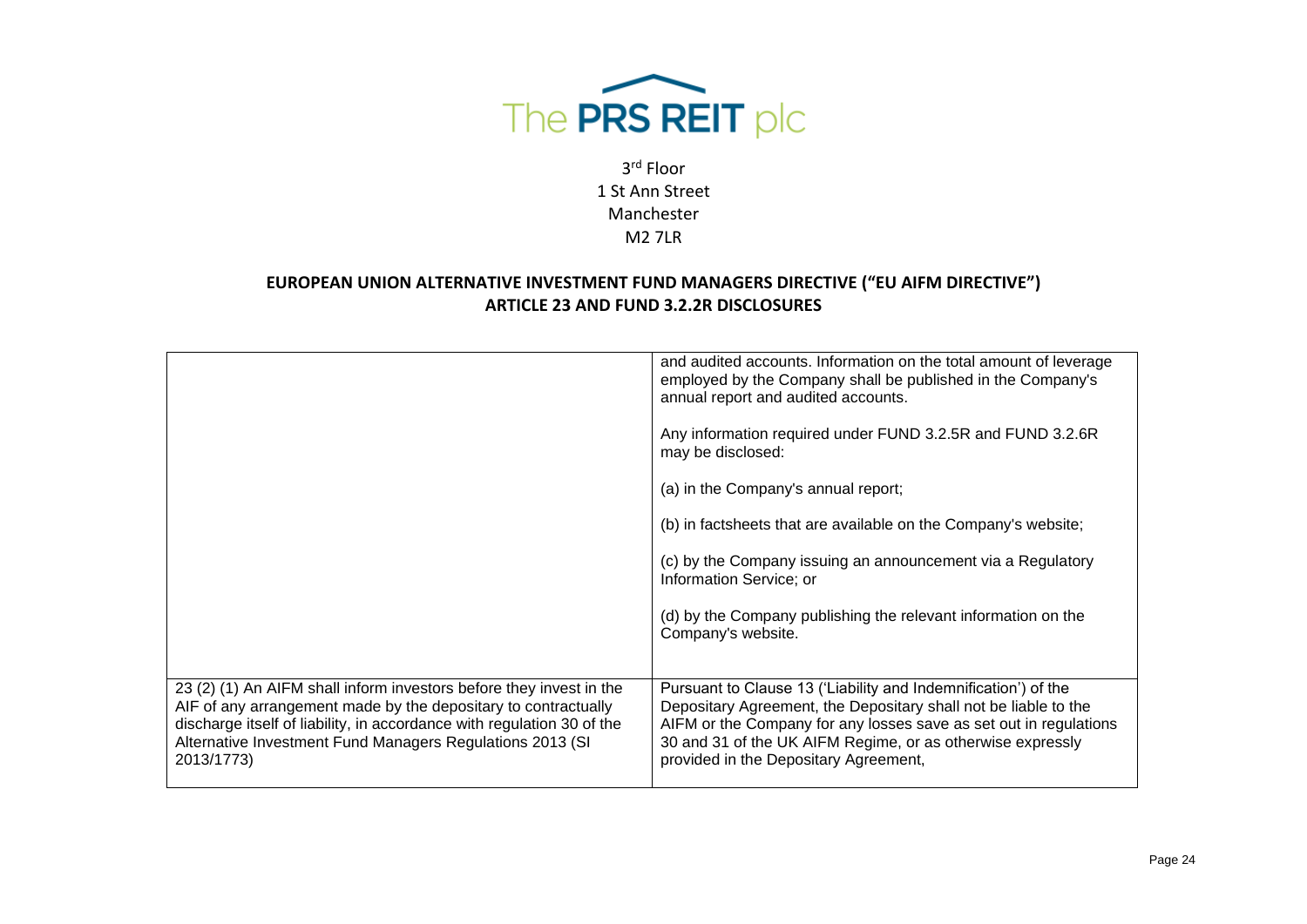The PRS REIT plc

3rd Floor
1 St Ann Street
Manchester
M2 7LR

## EUROPEAN UNION ALTERNATIVE INVESTMENT FUND MANAGERS DIRECTIVE ("EU AIFM DIRECTIVE") ARTICLE 23 AND FUND 3.2.2R DISCLOSURES

| | |
|---|---|
| | and audited accounts. Information on the total amount of leverage employed by the Company shall be published in the Company's annual report and audited accounts.<br><br>Any information required under FUND 3.2.5R and FUND 3.2.6R may be disclosed:<br><br>(a) in the Company's annual report;<br><br>(b) in factsheets that are available on the Company's website;<br><br>(c) by the Company issuing an announcement via a Regulatory Information Service; or<br><br>(d) by the Company publishing the relevant information on the Company's website. |
| 23 (2) (1) An AIFM shall inform investors before they invest in the AIF of any arrangement made by the depositary to contractually discharge itself of liability, in accordance with regulation 30 of the Alternative Investment Fund Managers Regulations 2013 (SI 2013/1773) | Pursuant to Clause 13 ('Liability and Indemnification') of the Depositary Agreement, the Depositary shall not be liable to the AIFM or the Company for any losses save as set out in regulations 30 and 31 of the UK AIFM Regime, or as otherwise expressly provided in the Depositary Agreement, |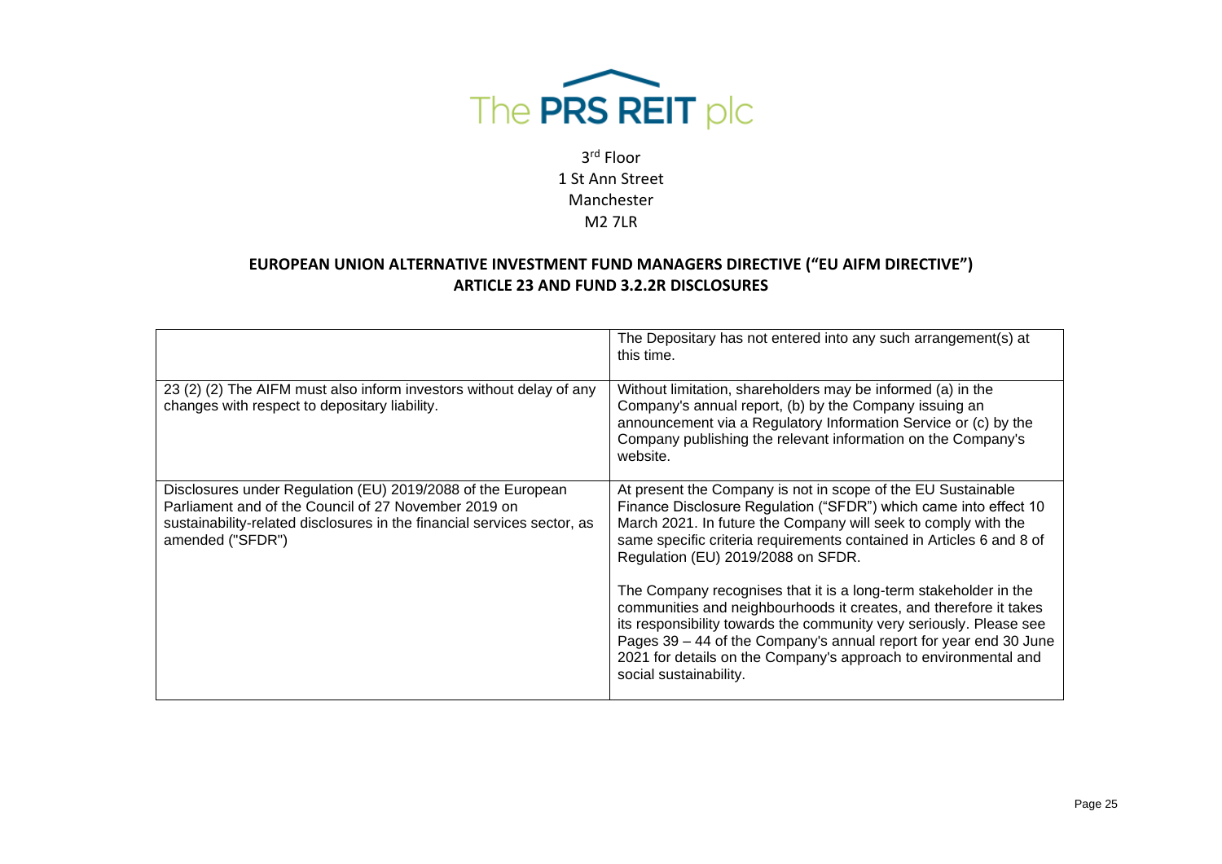The PRS REIT plc

3rd Floor
1 St Ann Street
Manchester
M2 7LR

## EUROPEAN UNION ALTERNATIVE INVESTMENT FUND MANAGERS DIRECTIVE ("EU AIFM DIRECTIVE") ARTICLE 23 AND FUND 3.2.2R DISCLOSURES

| | |
|---|---|
| | The Depositary has not entered into any such arrangement(s) at this time. |
| 23 (2) (2) The AIFM must also inform investors without delay of any changes with respect to depositary liability. | Without limitation, shareholders may be informed (a) in the Company's annual report, (b) by the Company issuing an announcement via a Regulatory Information Service or (c) by the Company publishing the relevant information on the Company's website. |
| Disclosures under Regulation (EU) 2019/2088 of the European Parliament and of the Council of 27 November 2019 on sustainability-related disclosures in the financial services sector, as amended ("SFDR") | At present the Company is not in scope of the EU Sustainable Finance Disclosure Regulation ("SFDR") which came into effect 10 March 2021. In future the Company will seek to comply with the same specific criteria requirements contained in Articles 6 and 8 of Regulation (EU) 2019/2088 on SFDR.<br><br>The Company recognises that it is a long-term stakeholder in the communities and neighbourhoods it creates, and therefore it takes its responsibility towards the community very seriously. Please see Pages 39 – 44 of the Company's annual report for year end 30 June 2021 for details on the Company's approach to environmental and social sustainability. |